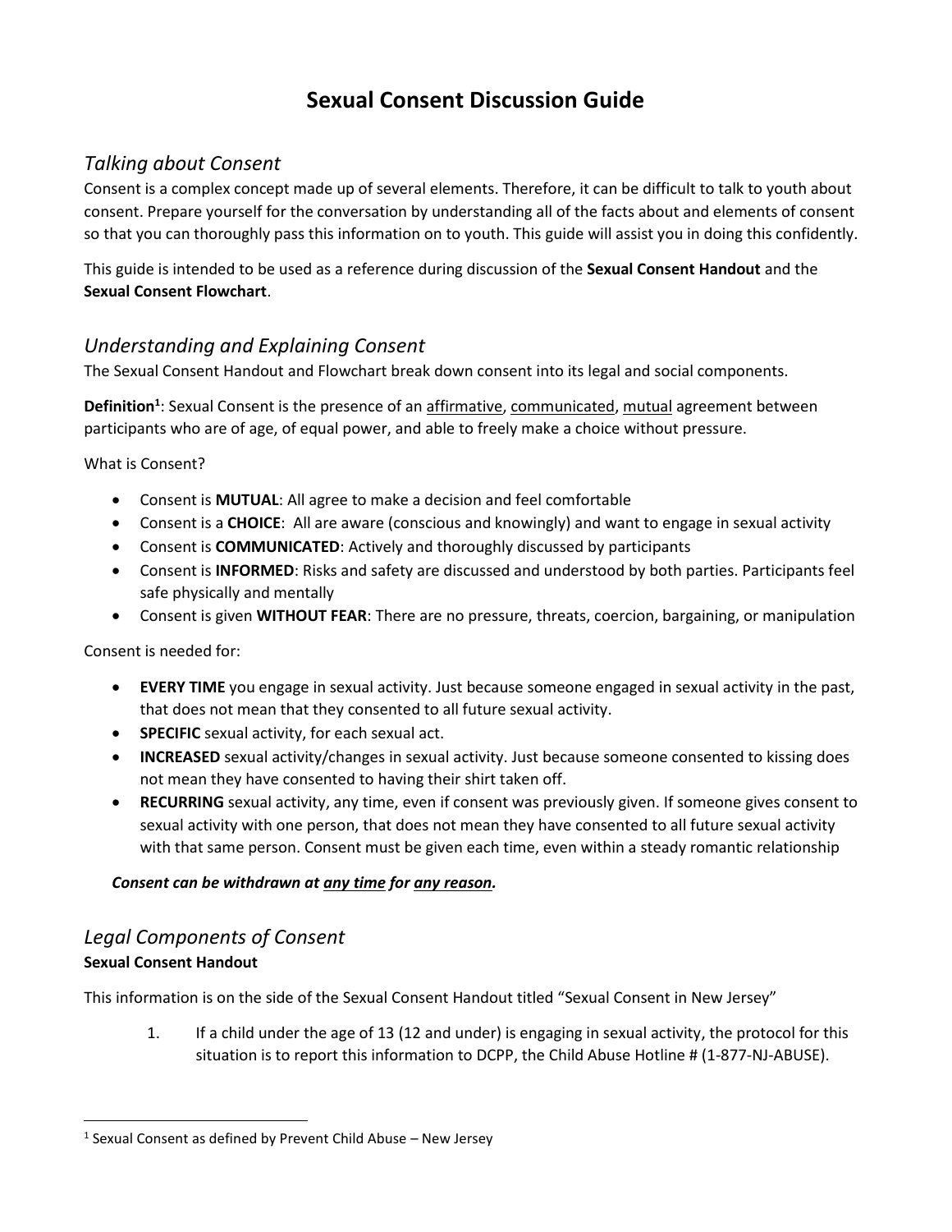# Sexual Consent Discussion Guide

## *Talking about Consent*

Consent is a complex concept made up of several elements. Therefore, it can be difficult to talk to youth about consent. Prepare yourself for the conversation by understanding all of the facts about and elements of consent so that you can thoroughly pass this information on to youth. This guide will assist you in doing this confidently.

This guide is intended to be used as a reference during discussion of the **Sexual Consent Handout** and the **Sexual Consent Flowchart**.

## *Understanding and Explaining Consent*

The Sexual Consent Handout and Flowchart break down consent into its legal and social components.

**Definition[1]**: Sexual Consent is the presence of an <u>affirmative</u>, <u>communicated</u>, <u>mutual</u> agreement between participants who are of age, of equal power, and able to freely make a choice without pressure.

What is Consent?

- Consent is **MUTUAL**: All agree to make a decision and feel comfortable
- Consent is a **CHOICE**: All are aware (conscious and knowingly) and want to engage in sexual activity
- Consent is **COMMUNICATED**: Actively and thoroughly discussed by participants
- Consent is **INFORMED**: Risks and safety are discussed and understood by both parties. Participants feel safe physically and mentally
- Consent is given **WITHOUT FEAR**: There are no pressure, threats, coercion, bargaining, or manipulation

Consent is needed for:

- **EVERY TIME** you engage in sexual activity. Just because someone engaged in sexual activity in the past, that does not mean that they consented to all future sexual activity.
- **SPECIFIC** sexual activity, for each sexual act.
- **INCREASED** sexual activity/changes in sexual activity. Just because someone consented to kissing does not mean they have consented to having their shirt taken off.
- **RECURRING** sexual activity, any time, even if consent was previously given. If someone gives consent to sexual activity with one person, that does not mean they have consented to all future sexual activity with that same person. Consent must be given each time, even within a steady romantic relationship

***Consent can be withdrawn at <u>any time</u> for <u>any reason</u>.***

## *Legal Components of Consent*

**Sexual Consent Handout**

This information is on the side of the Sexual Consent Handout titled "Sexual Consent in New Jersey"

1. If a child under the age of 13 (12 and under) is engaging in sexual activity, the protocol for this situation is to report this information to DCPP, the Child Abuse Hotline # (1-877-NJ-ABUSE).

---

[1] Sexual Consent as defined by Prevent Child Abuse – New Jersey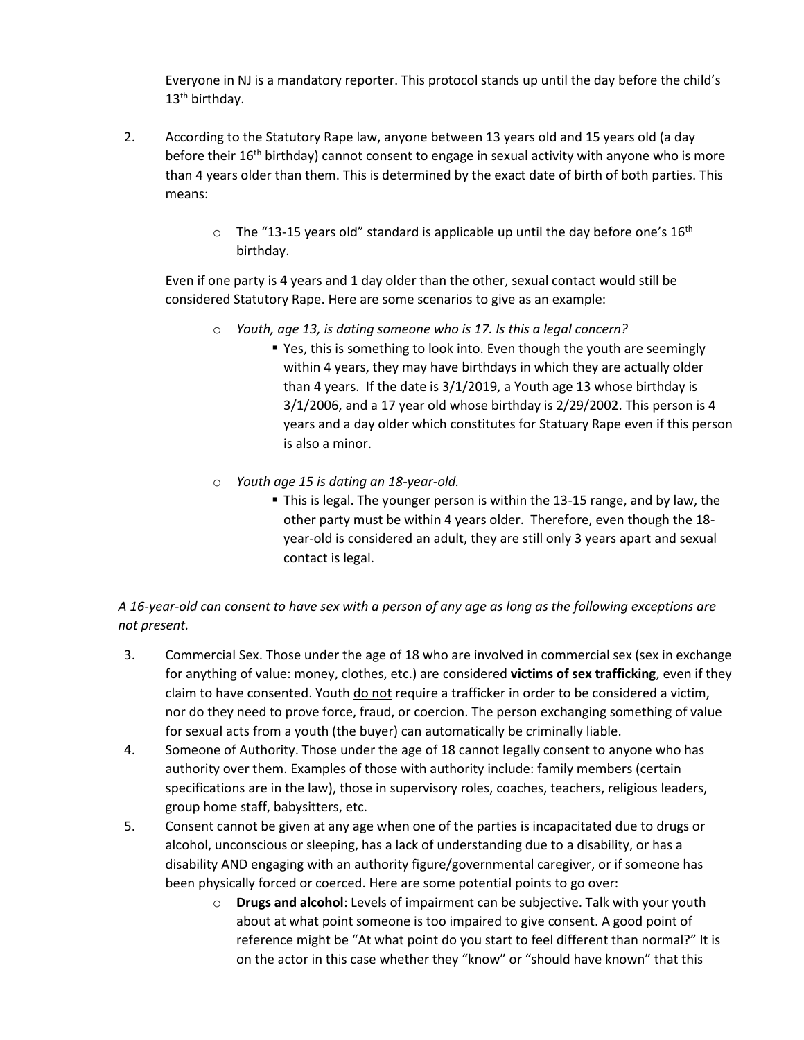Everyone in NJ is a mandatory reporter. This protocol stands up until the day before the child's 13th birthday.

2. According to the Statutory Rape law, anyone between 13 years old and 15 years old (a day before their 16th birthday) cannot consent to engage in sexual activity with anyone who is more than 4 years older than them. This is determined by the exact date of birth of both parties. This means:

    - The "13-15 years old" standard is applicable up until the day before one's 16th birthday.

    Even if one party is 4 years and 1 day older than the other, sexual contact would still be considered Statutory Rape. Here are some scenarios to give as an example:

    - *Youth, age 13, is dating someone who is 17. Is this a legal concern?*
        - Yes, this is something to look into. Even though the youth are seemingly within 4 years, they may have birthdays in which they are actually older than 4 years. If the date is 3/1/2019, a Youth age 13 whose birthday is 3/1/2006, and a 17 year old whose birthday is 2/29/2002. This person is 4 years and a day older which constitutes for Statuary Rape even if this person is also a minor.
    - *Youth age 15 is dating an 18-year-old.*
        - This is legal. The younger person is within the 13-15 range, and by law, the other party must be within 4 years older. Therefore, even though the 18-year-old is considered an adult, they are still only 3 years apart and sexual contact is legal.

*A 16-year-old can consent to have sex with a person of any age as long as the following exceptions are not present.*

3. Commercial Sex. Those under the age of 18 who are involved in commercial sex (sex in exchange for anything of value: money, clothes, etc.) are considered **victims of sex trafficking**, even if they claim to have consented. Youth <u>do not</u> require a trafficker in order to be considered a victim, nor do they need to prove force, fraud, or coercion. The person exchanging something of value for sexual acts from a youth (the buyer) can automatically be criminally liable.
4. Someone of Authority. Those under the age of 18 cannot legally consent to anyone who has authority over them. Examples of those with authority include: family members (certain specifications are in the law), those in supervisory roles, coaches, teachers, religious leaders, group home staff, babysitters, etc.
5. Consent cannot be given at any age when one of the parties is incapacitated due to drugs or alcohol, unconscious or sleeping, has a lack of understanding due to a disability, or has a disability AND engaging with an authority figure/governmental caregiver, or if someone has been physically forced or coerced. Here are some potential points to go over:
    - **Drugs and alcohol**: Levels of impairment can be subjective. Talk with your youth about at what point someone is too impaired to give consent. A good point of reference might be "At what point do you start to feel different than normal?" It is on the actor in this case whether they "know" or "should have known" that this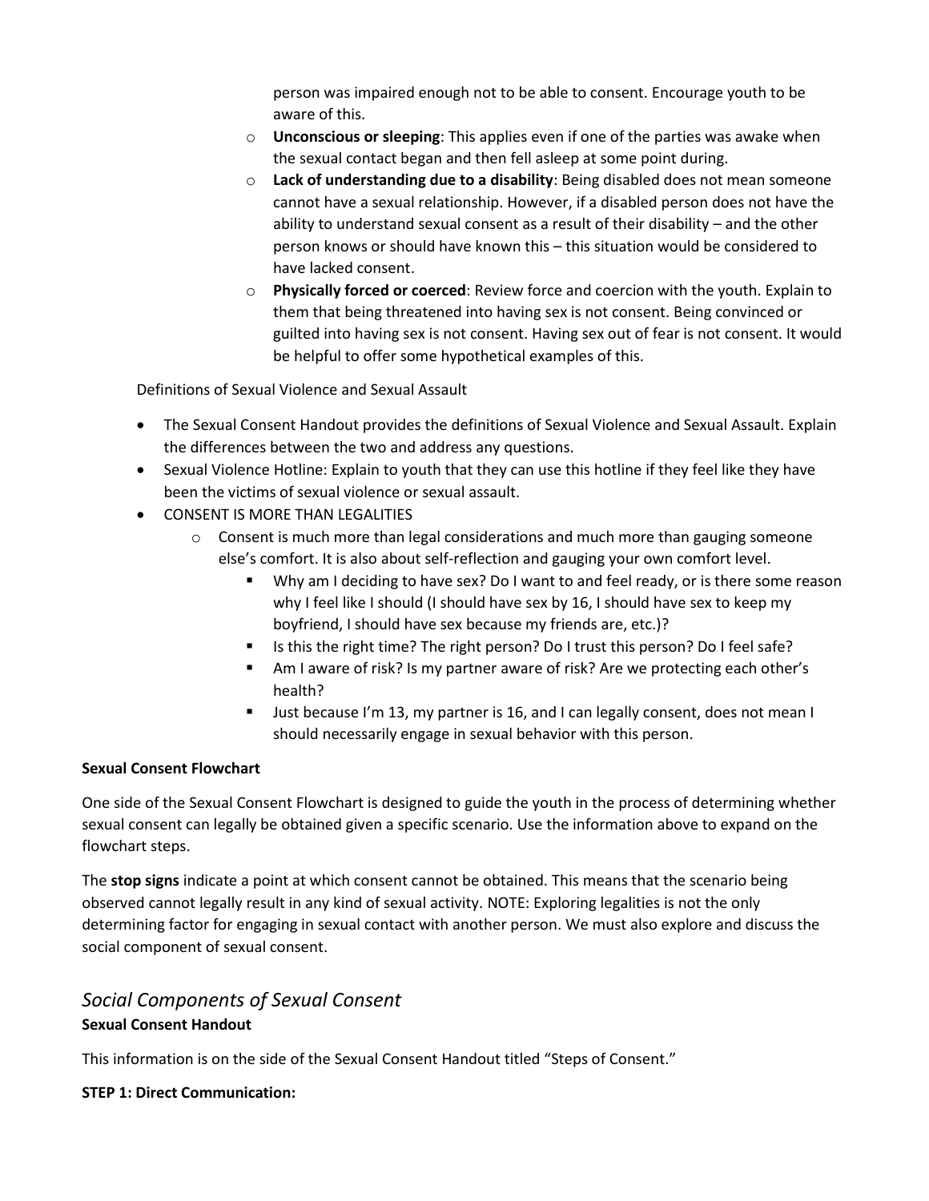person was impaired enough not to be able to consent. Encourage youth to be aware of this.

- **Unconscious or sleeping**: This applies even if one of the parties was awake when the sexual contact began and then fell asleep at some point during.
- **Lack of understanding due to a disability**: Being disabled does not mean someone cannot have a sexual relationship. However, if a disabled person does not have the ability to understand sexual consent as a result of their disability – and the other person knows or should have known this – this situation would be considered to have lacked consent.
- **Physically forced or coerced**: Review force and coercion with the youth. Explain to them that being threatened into having sex is not consent. Being convinced or guilted into having sex is not consent. Having sex out of fear is not consent. It would be helpful to offer some hypothetical examples of this.

Definitions of Sexual Violence and Sexual Assault

- The Sexual Consent Handout provides the definitions of Sexual Violence and Sexual Assault. Explain the differences between the two and address any questions.
- Sexual Violence Hotline: Explain to youth that they can use this hotline if they feel like they have been the victims of sexual violence or sexual assault.
- CONSENT IS MORE THAN LEGALITIES
  - Consent is much more than legal considerations and much more than gauging someone else's comfort. It is also about self-reflection and gauging your own comfort level.
    - Why am I deciding to have sex? Do I want to and feel ready, or is there some reason why I feel like I should (I should have sex by 16, I should have sex to keep my boyfriend, I should have sex because my friends are, etc.)?
    - Is this the right time? The right person? Do I trust this person? Do I feel safe?
    - Am I aware of risk? Is my partner aware of risk? Are we protecting each other's health?
    - Just because I'm 13, my partner is 16, and I can legally consent, does not mean I should necessarily engage in sexual behavior with this person.

**Sexual Consent Flowchart**

One side of the Sexual Consent Flowchart is designed to guide the youth in the process of determining whether sexual consent can legally be obtained given a specific scenario. Use the information above to expand on the flowchart steps.

The **stop signs** indicate a point at which consent cannot be obtained. This means that the scenario being observed cannot legally result in any kind of sexual activity. NOTE: Exploring legalities is not the only determining factor for engaging in sexual contact with another person. We must also explore and discuss the social component of sexual consent.

## *Social Components of Sexual Consent*

**Sexual Consent Handout**

This information is on the side of the Sexual Consent Handout titled "Steps of Consent."

**STEP 1: Direct Communication:**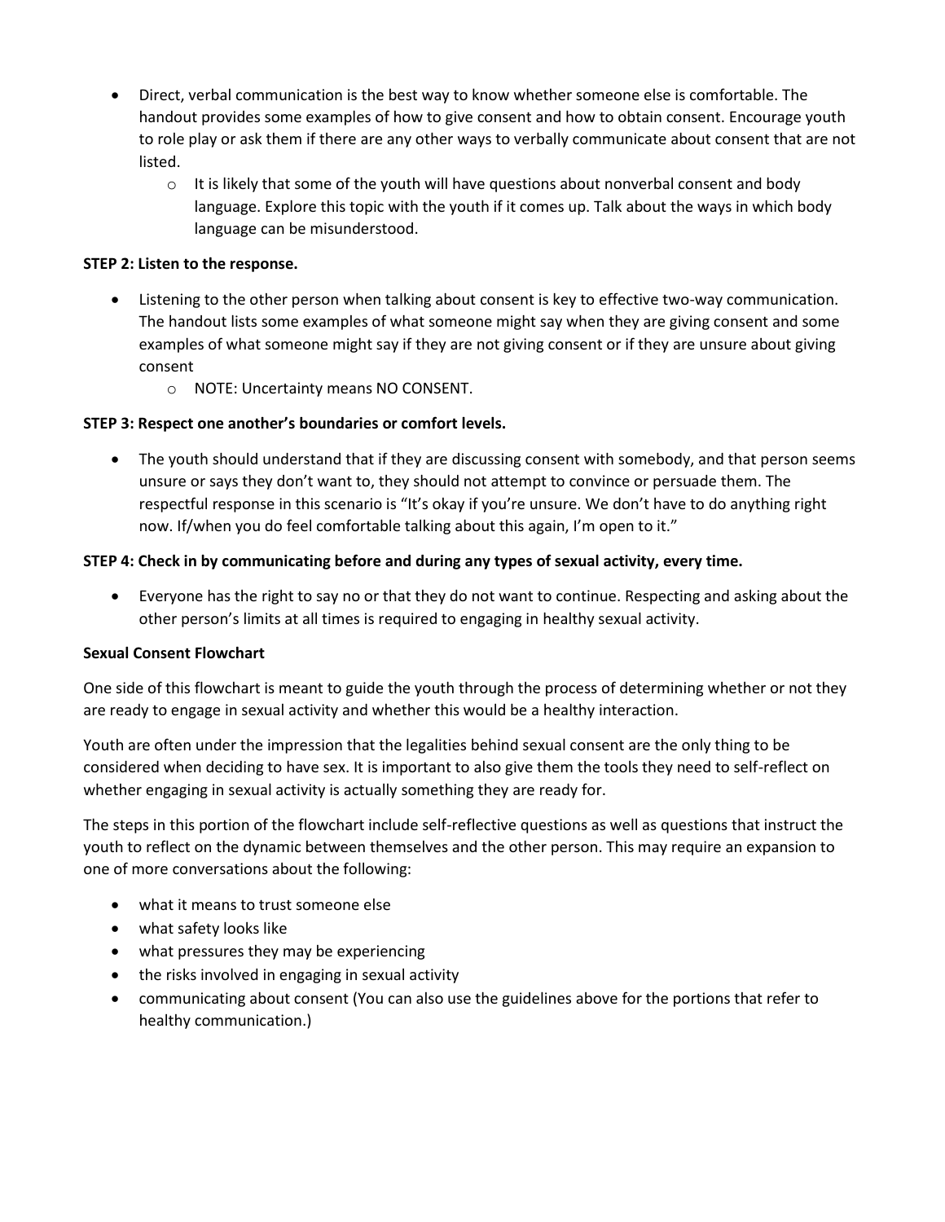- Direct, verbal communication is the best way to know whether someone else is comfortable. The handout provides some examples of how to give consent and how to obtain consent. Encourage youth to role play or ask them if there are any other ways to verbally communicate about consent that are not listed.
    - It is likely that some of the youth will have questions about nonverbal consent and body language. Explore this topic with the youth if it comes up. Talk about the ways in which body language can be misunderstood.

**STEP 2: Listen to the response.**

- Listening to the other person when talking about consent is key to effective two-way communication. The handout lists some examples of what someone might say when they are giving consent and some examples of what someone might say if they are not giving consent or if they are unsure about giving consent
    - NOTE: Uncertainty means NO CONSENT.

**STEP 3: Respect one another's boundaries or comfort levels.**

- The youth should understand that if they are discussing consent with somebody, and that person seems unsure or says they don't want to, they should not attempt to convince or persuade them. The respectful response in this scenario is "It's okay if you're unsure. We don't have to do anything right now. If/when you do feel comfortable talking about this again, I'm open to it."

**STEP 4: Check in by communicating before and during any types of sexual activity, every time.**

- Everyone has the right to say no or that they do not want to continue. Respecting and asking about the other person's limits at all times is required to engaging in healthy sexual activity.

**Sexual Consent Flowchart**

One side of this flowchart is meant to guide the youth through the process of determining whether or not they are ready to engage in sexual activity and whether this would be a healthy interaction.

Youth are often under the impression that the legalities behind sexual consent are the only thing to be considered when deciding to have sex. It is important to also give them the tools they need to self-reflect on whether engaging in sexual activity is actually something they are ready for.

The steps in this portion of the flowchart include self-reflective questions as well as questions that instruct the youth to reflect on the dynamic between themselves and the other person. This may require an expansion to one of more conversations about the following:

- what it means to trust someone else
- what safety looks like
- what pressures they may be experiencing
- the risks involved in engaging in sexual activity
- communicating about consent (You can also use the guidelines above for the portions that refer to healthy communication.)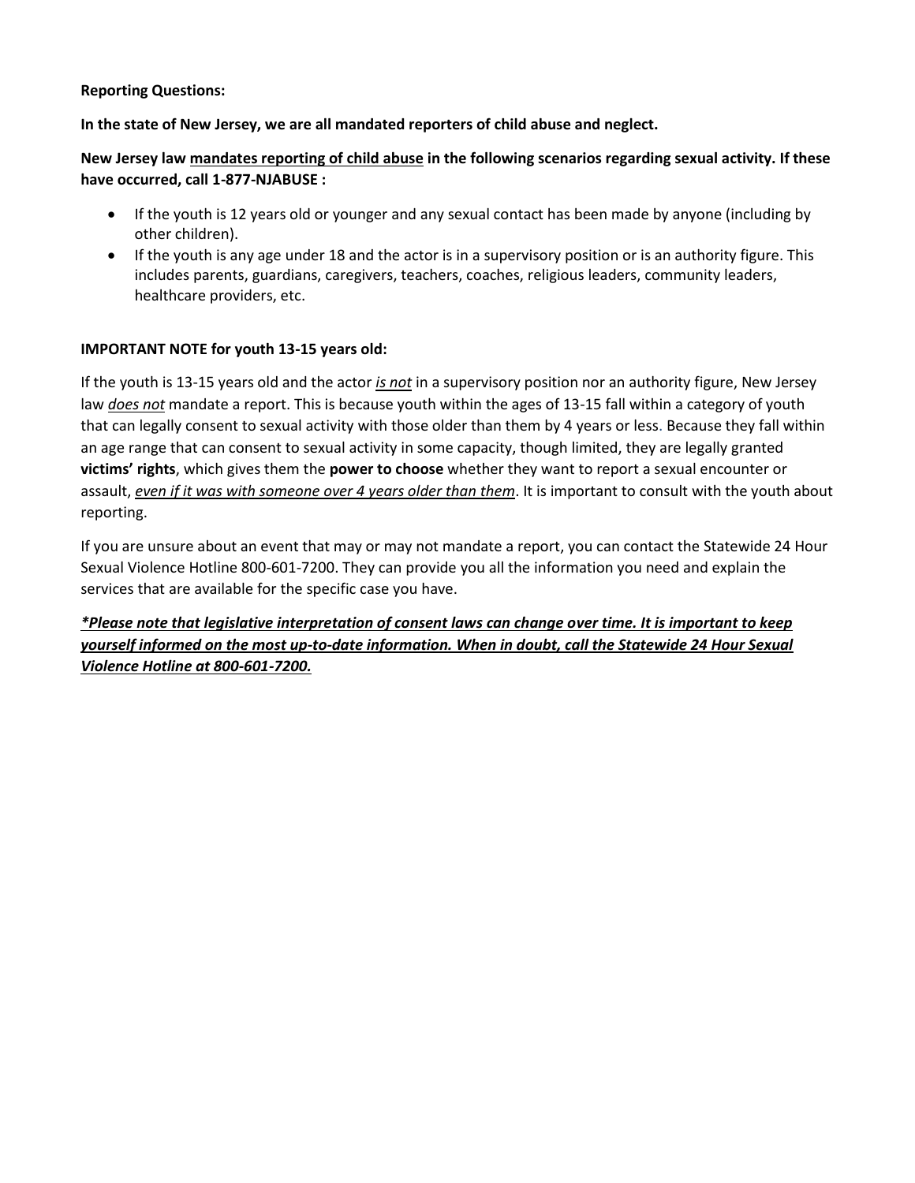**Reporting Questions:**

**In the state of New Jersey, we are all mandated reporters of child abuse and neglect.**

**New Jersey law <u>mandates reporting of child abuse</u> in the following scenarios regarding sexual activity. If these have occurred, call 1-877-NJABUSE :**

- If the youth is 12 years old or younger and any sexual contact has been made by anyone (including by other children).
- If the youth is any age under 18 and the actor is in a supervisory position or is an authority figure. This includes parents, guardians, caregivers, teachers, coaches, religious leaders, community leaders, healthcare providers, etc.

**IMPORTANT NOTE for youth 13-15 years old:**

If the youth is 13-15 years old and the actor <u>*is not*</u> in a supervisory position nor an authority figure, New Jersey law <u>*does not*</u> mandate a report. This is because youth within the ages of 13-15 fall within a category of youth that can legally consent to sexual activity with those older than them by 4 years or less. Because they fall within an age range that can consent to sexual activity in some capacity, though limited, they are legally granted **victims' rights**, which gives them the **power to choose** whether they want to report a sexual encounter or assault, <u>*even if it was with someone over 4 years older than them*</u>. It is important to consult with the youth about reporting.

If you are unsure about an event that may or may not mandate a report, you can contact the Statewide 24 Hour Sexual Violence Hotline 800-601-7200. They can provide you all the information you need and explain the services that are available for the specific case you have.

<u>***Please note that legislative interpretation of consent laws can change over time. It is important to keep yourself informed on the most up-to-date information. When in doubt, call the Statewide 24 Hour Sexual Violence Hotline at 800-601-7200.***</u>